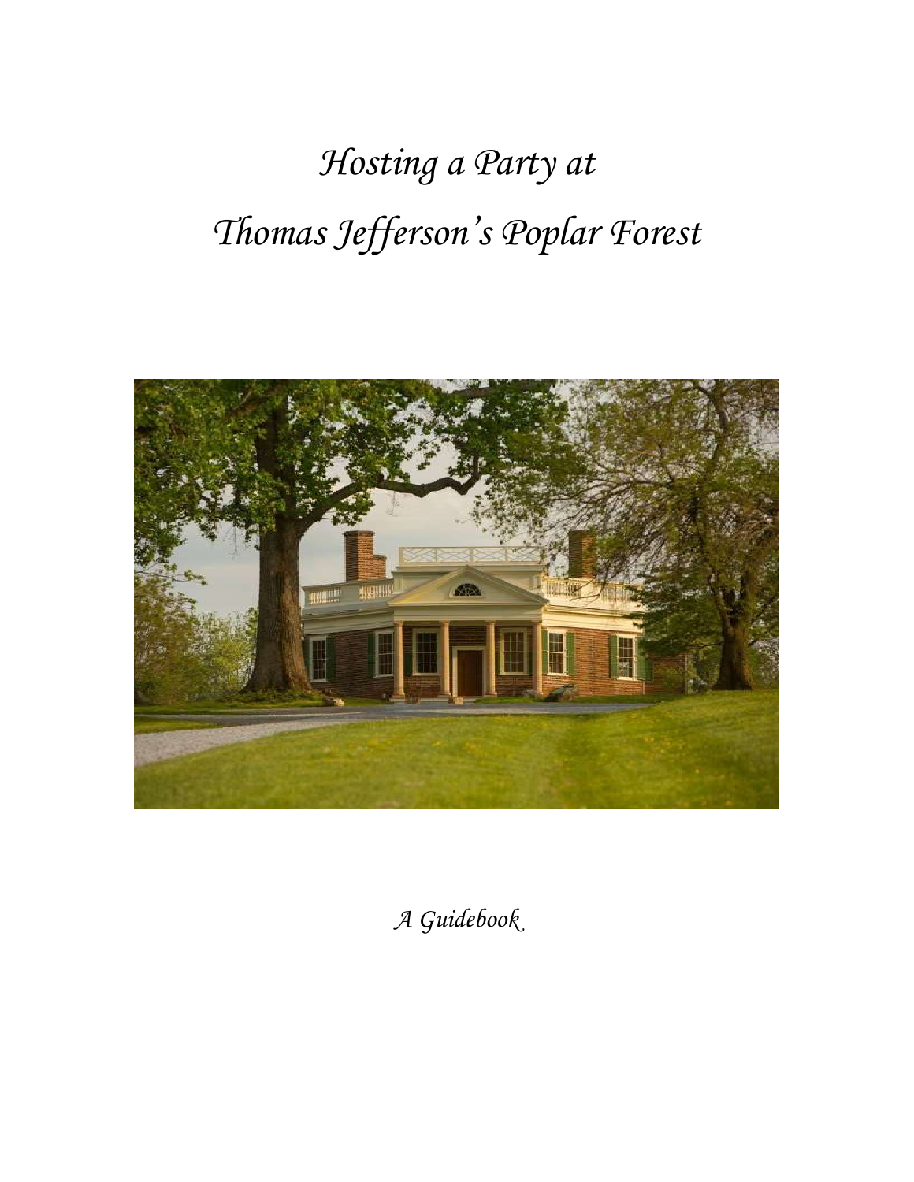# *Hosting a Party at*

# *Thomas Jefferson's Poplar Forest*

*A Guidebook*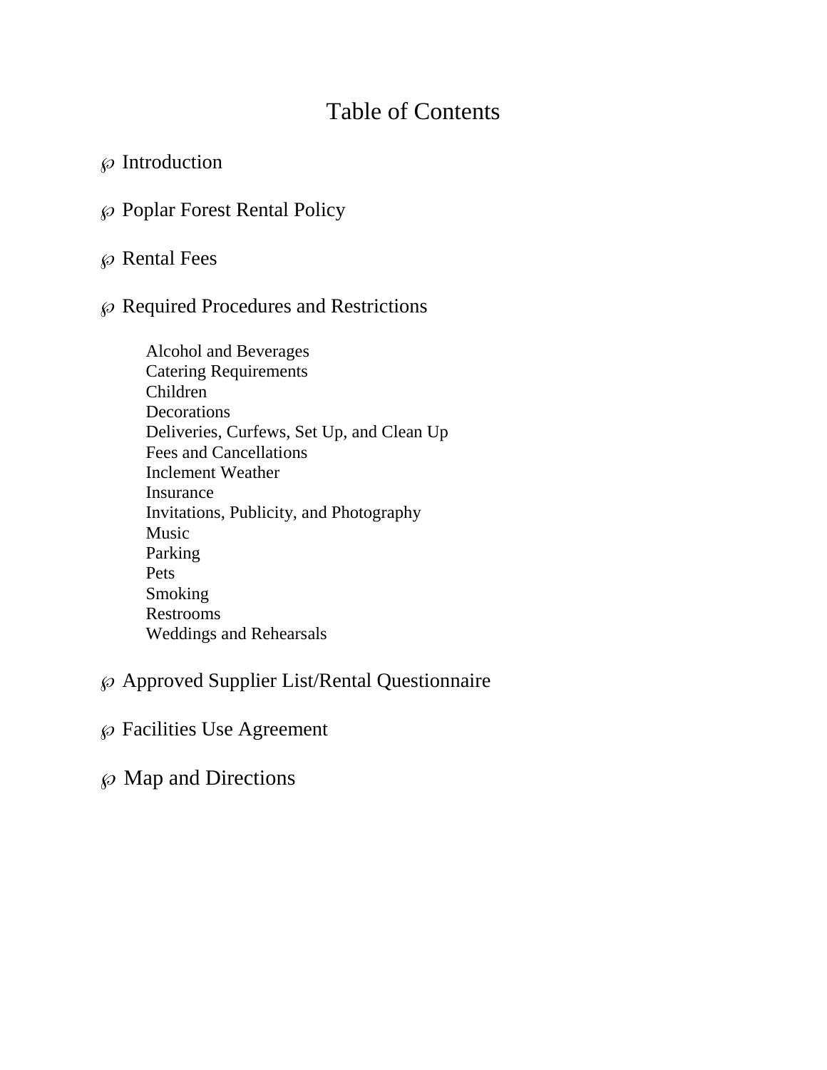# Table of Contents

- Introduction
- Poplar Forest Rental Policy
- Rental Fees
- Required Procedures and Restrictions
  - Alcohol and Beverages
  - Catering Requirements
  - Children
  - Decorations
  - Deliveries, Curfews, Set Up, and Clean Up
  - Fees and Cancellations
  - Inclement Weather
  - Insurance
  - Invitations, Publicity, and Photography
  - Music
  - Parking
  - Pets
  - Smoking
  - Restrooms
  - Weddings and Rehearsals
- Approved Supplier List/Rental Questionnaire
- Facilities Use Agreement
- Map and Directions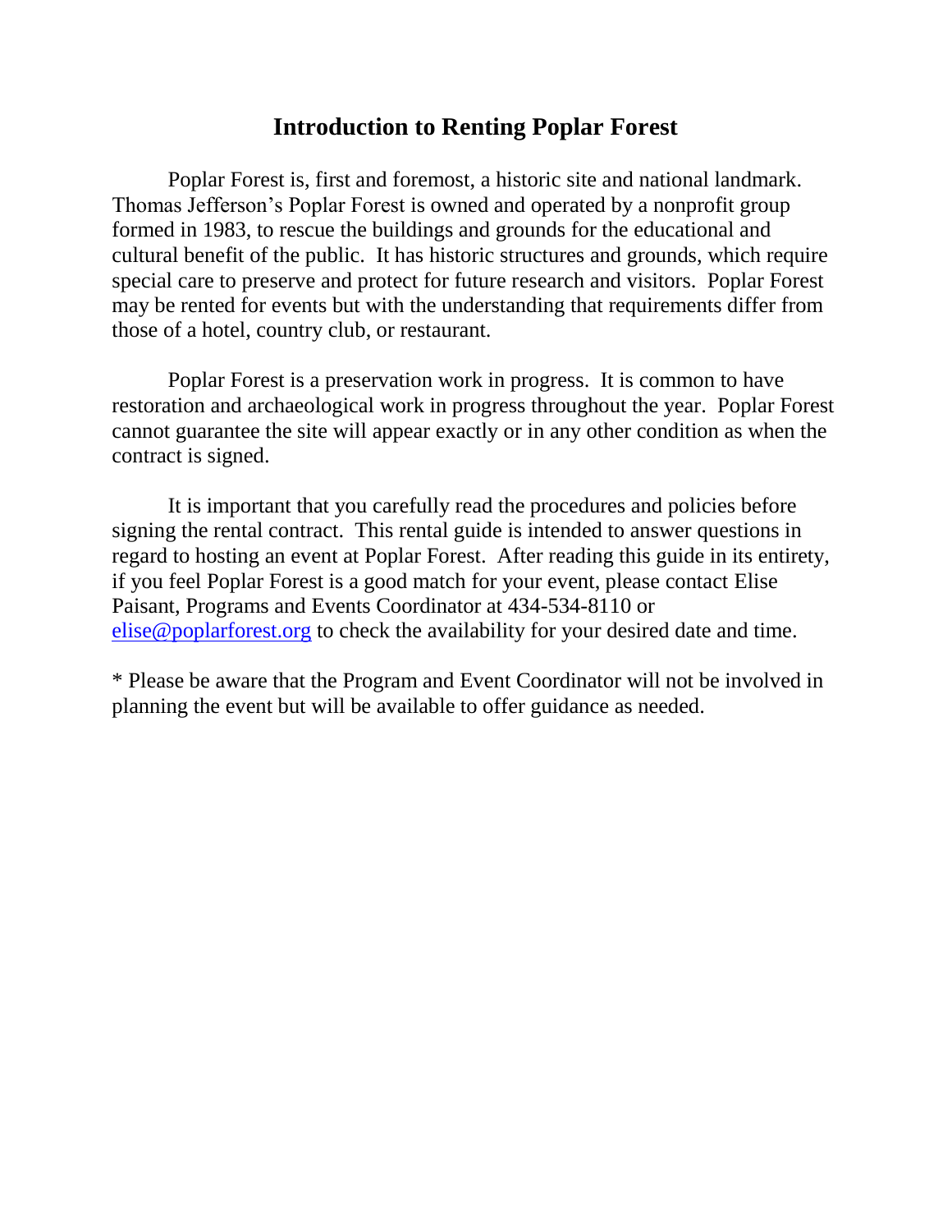# Introduction to Renting Poplar Forest

Poplar Forest is, first and foremost, a historic site and national landmark. Thomas Jefferson's Poplar Forest is owned and operated by a nonprofit group formed in 1983, to rescue the buildings and grounds for the educational and cultural benefit of the public. It has historic structures and grounds, which require special care to preserve and protect for future research and visitors. Poplar Forest may be rented for events but with the understanding that requirements differ from those of a hotel, country club, or restaurant.

Poplar Forest is a preservation work in progress. It is common to have restoration and archaeological work in progress throughout the year. Poplar Forest cannot guarantee the site will appear exactly or in any other condition as when the contract is signed.

It is important that you carefully read the procedures and policies before signing the rental contract. This rental guide is intended to answer questions in regard to hosting an event at Poplar Forest. After reading this guide in its entirety, if you feel Poplar Forest is a good match for your event, please contact Elise Paisant, Programs and Events Coordinator at 434-534-8110 or [elise@poplarforest.org](mailto:elise@poplarforest.org) to check the availability for your desired date and time.

* Please be aware that the Program and Event Coordinator will not be involved in planning the event but will be available to offer guidance as needed.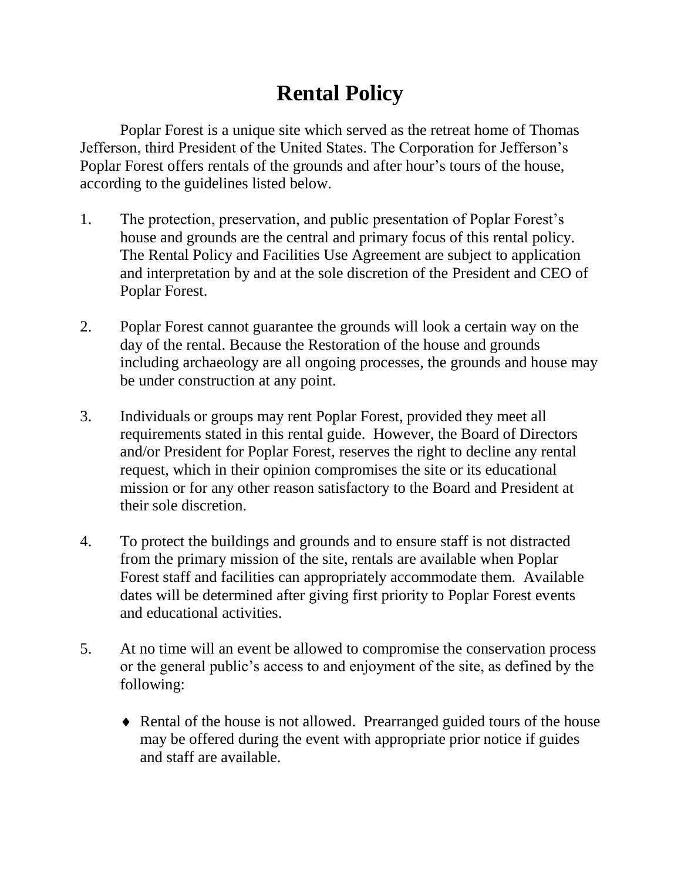# Rental Policy

Poplar Forest is a unique site which served as the retreat home of Thomas Jefferson, third President of the United States. The Corporation for Jefferson's Poplar Forest offers rentals of the grounds and after hour's tours of the house, according to the guidelines listed below.

1. The protection, preservation, and public presentation of Poplar Forest's house and grounds are the central and primary focus of this rental policy. The Rental Policy and Facilities Use Agreement are subject to application and interpretation by and at the sole discretion of the President and CEO of Poplar Forest.

2. Poplar Forest cannot guarantee the grounds will look a certain way on the day of the rental. Because the Restoration of the house and grounds including archaeology are all ongoing processes, the grounds and house may be under construction at any point.

3. Individuals or groups may rent Poplar Forest, provided they meet all requirements stated in this rental guide. However, the Board of Directors and/or President for Poplar Forest, reserves the right to decline any rental request, which in their opinion compromises the site or its educational mission or for any other reason satisfactory to the Board and President at their sole discretion.

4. To protect the buildings and grounds and to ensure staff is not distracted from the primary mission of the site, rentals are available when Poplar Forest staff and facilities can appropriately accommodate them. Available dates will be determined after giving first priority to Poplar Forest events and educational activities.

5. At no time will an event be allowed to compromise the conservation process or the general public's access to and enjoyment of the site, as defined by the following:

   - Rental of the house is not allowed. Prearranged guided tours of the house may be offered during the event with appropriate prior notice if guides and staff are available.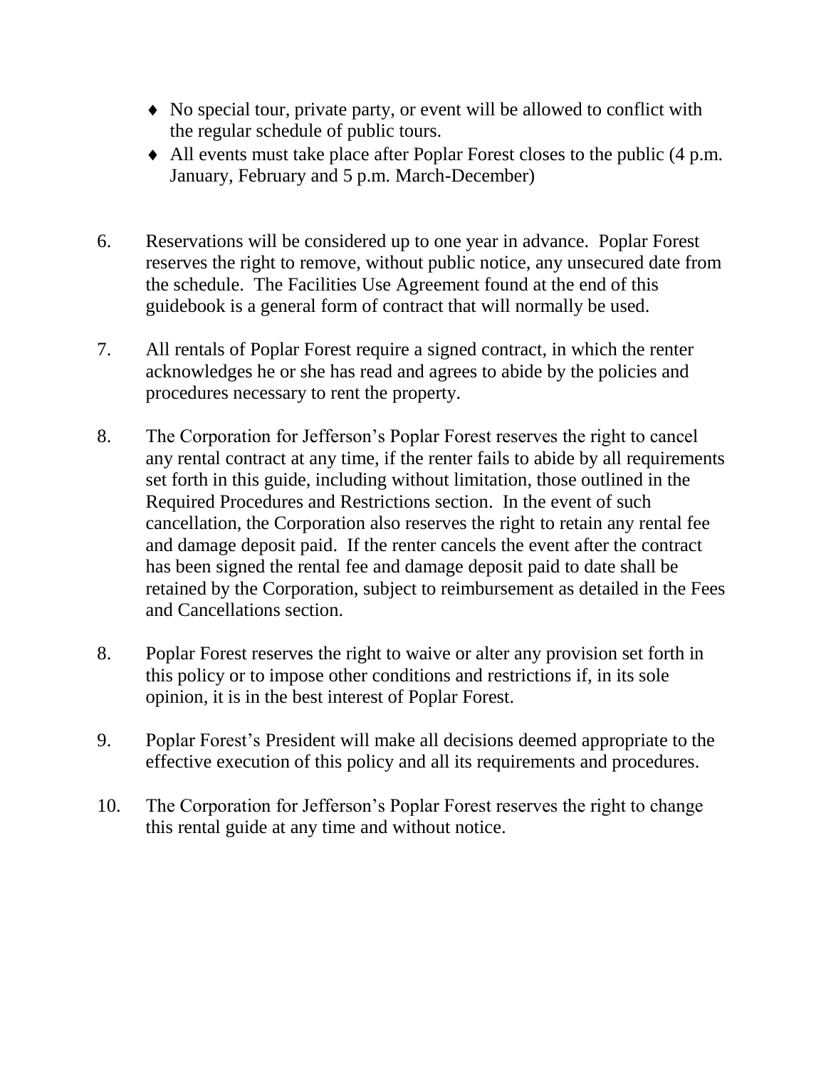- No special tour, private party, or event will be allowed to conflict with the regular schedule of public tours.
- All events must take place after Poplar Forest closes to the public (4 p.m. January, February and 5 p.m. March-December)

6. Reservations will be considered up to one year in advance. Poplar Forest reserves the right to remove, without public notice, any unsecured date from the schedule. The Facilities Use Agreement found at the end of this guidebook is a general form of contract that will normally be used.

7. All rentals of Poplar Forest require a signed contract, in which the renter acknowledges he or she has read and agrees to abide by the policies and procedures necessary to rent the property.

8. The Corporation for Jefferson's Poplar Forest reserves the right to cancel any rental contract at any time, if the renter fails to abide by all requirements set forth in this guide, including without limitation, those outlined in the Required Procedures and Restrictions section. In the event of such cancellation, the Corporation also reserves the right to retain any rental fee and damage deposit paid. If the renter cancels the event after the contract has been signed the rental fee and damage deposit paid to date shall be retained by the Corporation, subject to reimbursement as detailed in the Fees and Cancellations section.

8. Poplar Forest reserves the right to waive or alter any provision set forth in this policy or to impose other conditions and restrictions if, in its sole opinion, it is in the best interest of Poplar Forest.

9. Poplar Forest's President will make all decisions deemed appropriate to the effective execution of this policy and all its requirements and procedures.

10. The Corporation for Jefferson's Poplar Forest reserves the right to change this rental guide at any time and without notice.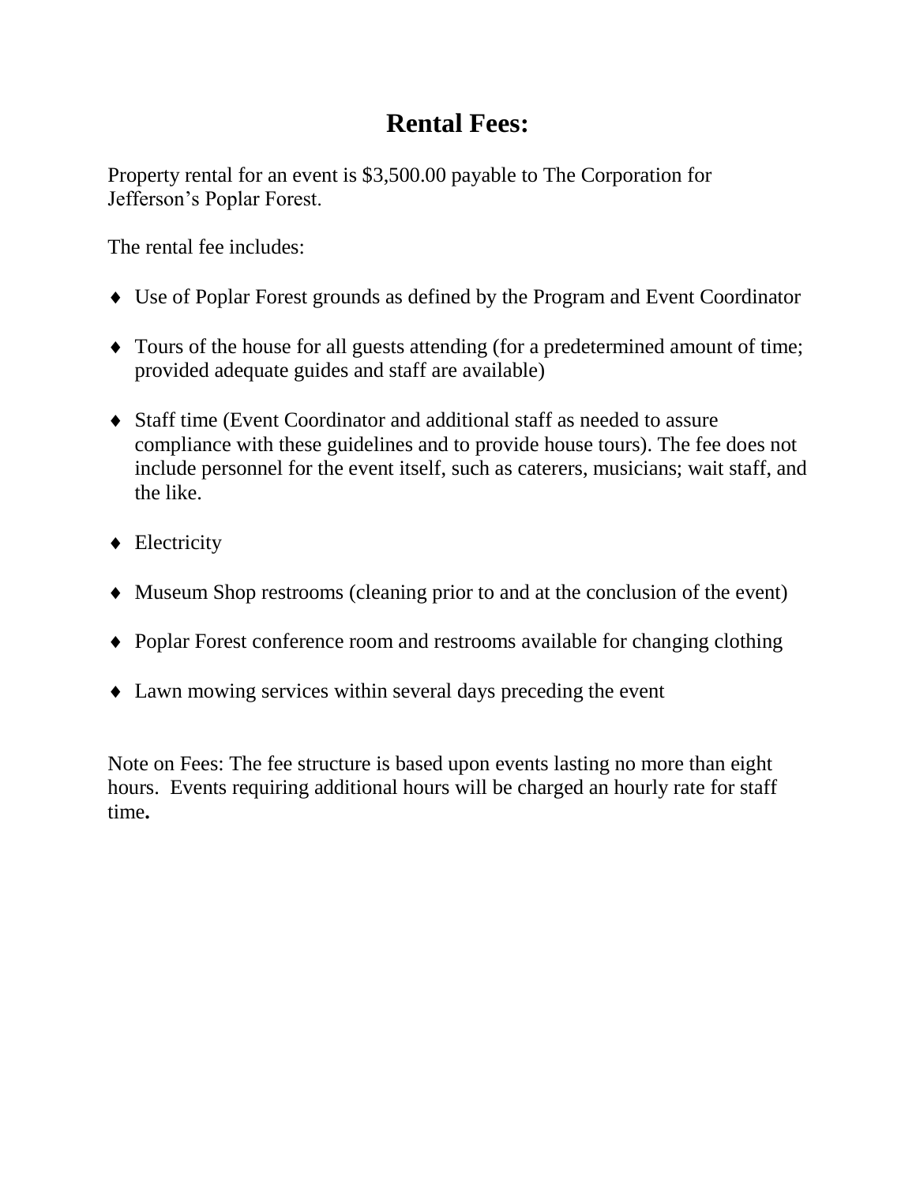# Rental Fees:

Property rental for an event is $3,500.00 payable to The Corporation for Jefferson's Poplar Forest.

The rental fee includes:

- Use of Poplar Forest grounds as defined by the Program and Event Coordinator
- Tours of the house for all guests attending (for a predetermined amount of time; provided adequate guides and staff are available)
- Staff time (Event Coordinator and additional staff as needed to assure compliance with these guidelines and to provide house tours). The fee does not include personnel for the event itself, such as caterers, musicians; wait staff, and the like.
- Electricity
- Museum Shop restrooms (cleaning prior to and at the conclusion of the event)
- Poplar Forest conference room and restrooms available for changing clothing
- Lawn mowing services within several days preceding the event

Note on Fees: The fee structure is based upon events lasting no more than eight hours. Events requiring additional hours will be charged an hourly rate for staff time**.**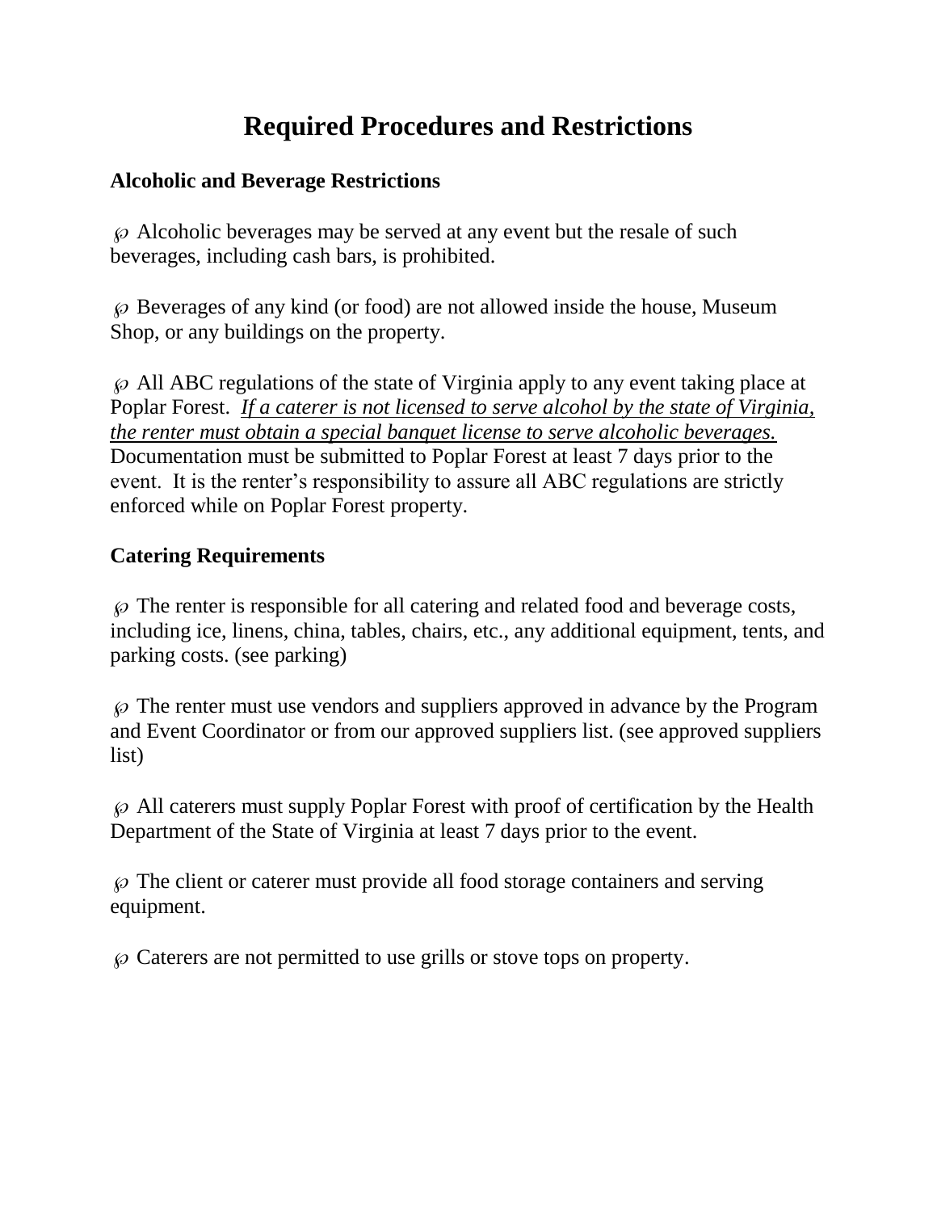# Required Procedures and Restrictions

### Alcoholic and Beverage Restrictions

- Alcoholic beverages may be served at any event but the resale of such beverages, including cash bars, is prohibited.

- Beverages of any kind (or food) are not allowed inside the house, Museum Shop, or any buildings on the property.

- All ABC regulations of the state of Virginia apply to any event taking place at Poplar Forest. <u>*If a caterer is not licensed to serve alcohol by the state of Virginia, the renter must obtain a special banquet license to serve alcoholic beverages.*</u> Documentation must be submitted to Poplar Forest at least 7 days prior to the event. It is the renter's responsibility to assure all ABC regulations are strictly enforced while on Poplar Forest property.

### Catering Requirements

- The renter is responsible for all catering and related food and beverage costs, including ice, linens, china, tables, chairs, etc., any additional equipment, tents, and parking costs. (see parking)

- The renter must use vendors and suppliers approved in advance by the Program and Event Coordinator or from our approved suppliers list. (see approved suppliers list)

- All caterers must supply Poplar Forest with proof of certification by the Health Department of the State of Virginia at least 7 days prior to the event.

- The client or caterer must provide all food storage containers and serving equipment.

- Caterers are not permitted to use grills or stove tops on property.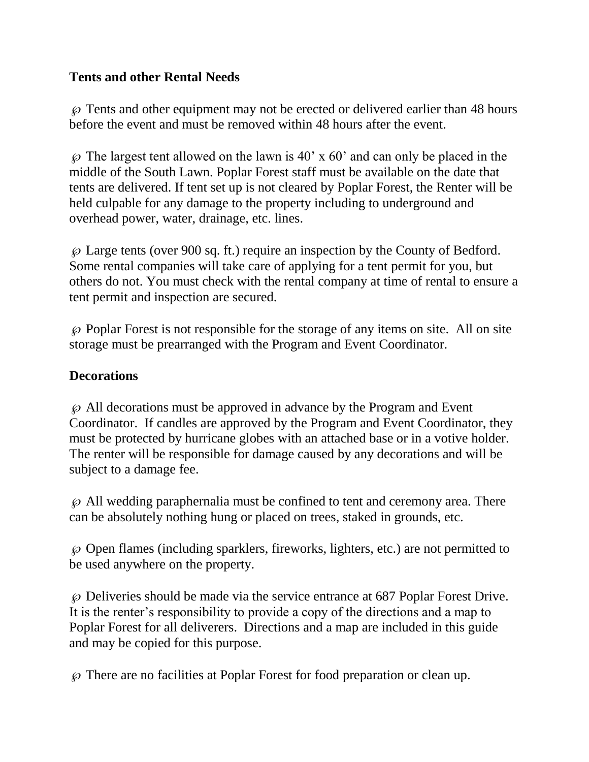## Tents and other Rental Needs

- Tents and other equipment may not be erected or delivered earlier than 48 hours before the event and must be removed within 48 hours after the event.

- The largest tent allowed on the lawn is 40' x 60' and can only be placed in the middle of the South Lawn. Poplar Forest staff must be available on the date that tents are delivered. If tent set up is not cleared by Poplar Forest, the Renter will be held culpable for any damage to the property including to underground and overhead power, water, drainage, etc. lines.

- Large tents (over 900 sq. ft.) require an inspection by the County of Bedford. Some rental companies will take care of applying for a tent permit for you, but others do not. You must check with the rental company at time of rental to ensure a tent permit and inspection are secured.

- Poplar Forest is not responsible for the storage of any items on site. All on site storage must be prearranged with the Program and Event Coordinator.

## Decorations

- All decorations must be approved in advance by the Program and Event Coordinator. If candles are approved by the Program and Event Coordinator, they must be protected by hurricane globes with an attached base or in a votive holder. The renter will be responsible for damage caused by any decorations and will be subject to a damage fee.

- All wedding paraphernalia must be confined to tent and ceremony area. There can be absolutely nothing hung or placed on trees, staked in grounds, etc.

- Open flames (including sparklers, fireworks, lighters, etc.) are not permitted to be used anywhere on the property.

- Deliveries should be made via the service entrance at 687 Poplar Forest Drive. It is the renter's responsibility to provide a copy of the directions and a map to Poplar Forest for all deliverers. Directions and a map are included in this guide and may be copied for this purpose.

- There are no facilities at Poplar Forest for food preparation or clean up.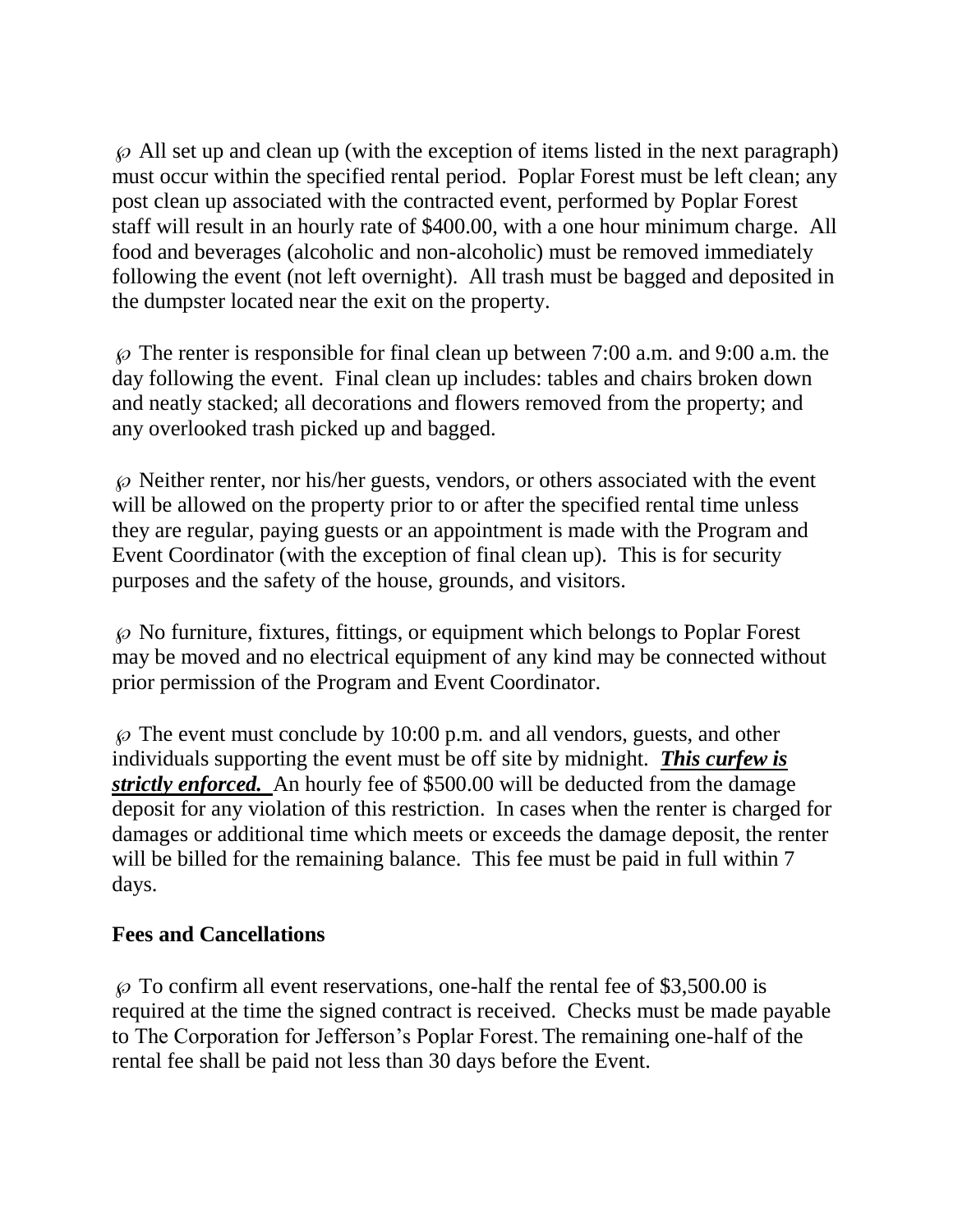℘ All set up and clean up (with the exception of items listed in the next paragraph) must occur within the specified rental period. Poplar Forest must be left clean; any post clean up associated with the contracted event, performed by Poplar Forest staff will result in an hourly rate of $400.00, with a one hour minimum charge. All food and beverages (alcoholic and non-alcoholic) must be removed immediately following the event (not left overnight). All trash must be bagged and deposited in the dumpster located near the exit on the property.

℘ The renter is responsible for final clean up between 7:00 a.m. and 9:00 a.m. the day following the event. Final clean up includes: tables and chairs broken down and neatly stacked; all decorations and flowers removed from the property; and any overlooked trash picked up and bagged.

℘ Neither renter, nor his/her guests, vendors, or others associated with the event will be allowed on the property prior to or after the specified rental time unless they are regular, paying guests or an appointment is made with the Program and Event Coordinator (with the exception of final clean up). This is for security purposes and the safety of the house, grounds, and visitors.

℘ No furniture, fixtures, fittings, or equipment which belongs to Poplar Forest may be moved and no electrical equipment of any kind may be connected without prior permission of the Program and Event Coordinator.

℘ The event must conclude by 10:00 p.m. and all vendors, guests, and other individuals supporting the event must be off site by midnight. ***<u>This curfew is strictly enforced.</u>*** An hourly fee of $500.00 will be deducted from the damage deposit for any violation of this restriction. In cases when the renter is charged for damages or additional time which meets or exceeds the damage deposit, the renter will be billed for the remaining balance. This fee must be paid in full within 7 days.

**Fees and Cancellations**

℘ To confirm all event reservations, one-half the rental fee of $3,500.00 is required at the time the signed contract is received. Checks must be made payable to The Corporation for Jefferson's Poplar Forest. The remaining one-half of the rental fee shall be paid not less than 30 days before the Event.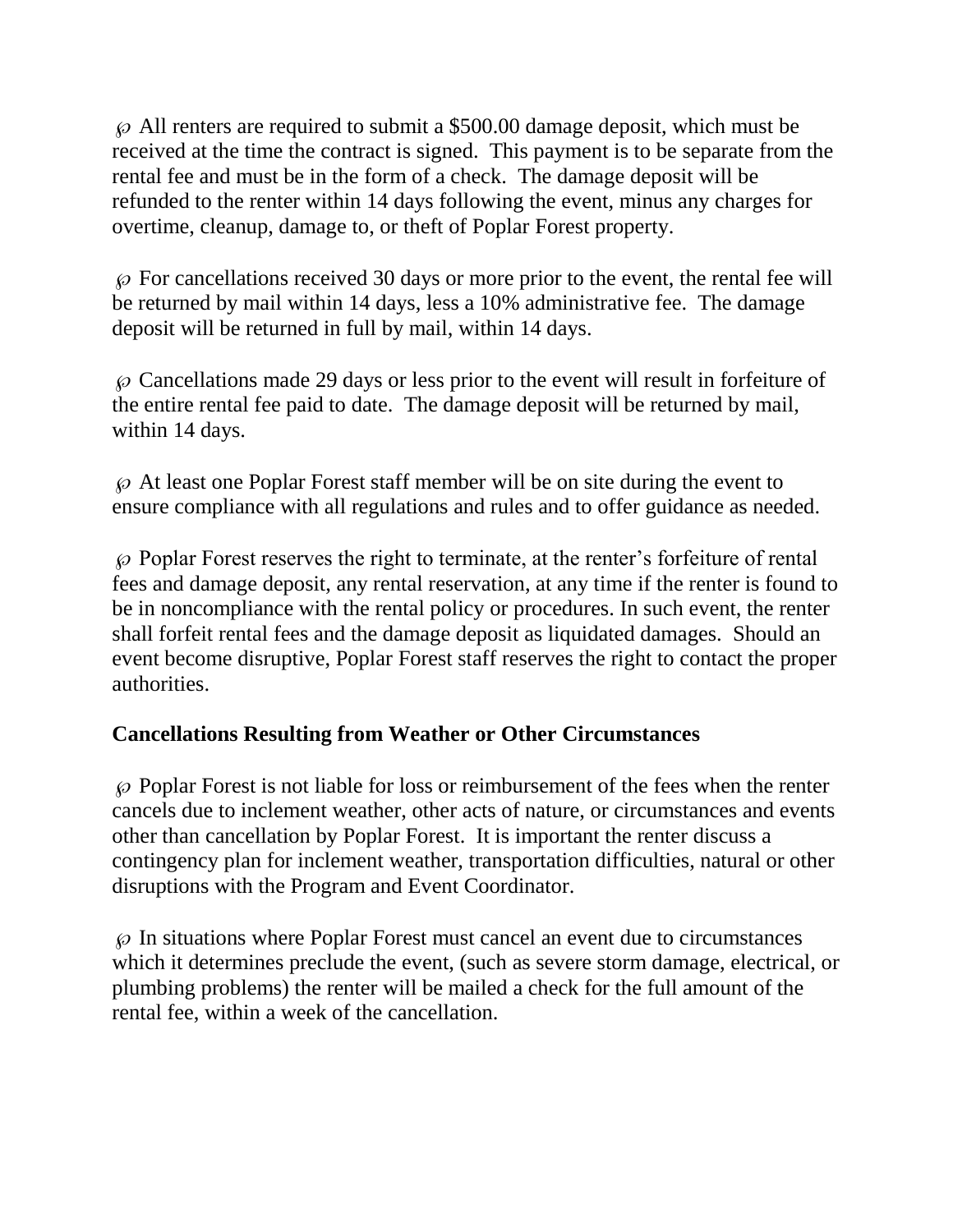℘ All renters are required to submit a $500.00 damage deposit, which must be received at the time the contract is signed. This payment is to be separate from the rental fee and must be in the form of a check. The damage deposit will be refunded to the renter within 14 days following the event, minus any charges for overtime, cleanup, damage to, or theft of Poplar Forest property.

℘ For cancellations received 30 days or more prior to the event, the rental fee will be returned by mail within 14 days, less a 10% administrative fee. The damage deposit will be returned in full by mail, within 14 days.

℘ Cancellations made 29 days or less prior to the event will result in forfeiture of the entire rental fee paid to date. The damage deposit will be returned by mail, within 14 days.

℘ At least one Poplar Forest staff member will be on site during the event to ensure compliance with all regulations and rules and to offer guidance as needed.

℘ Poplar Forest reserves the right to terminate, at the renter's forfeiture of rental fees and damage deposit, any rental reservation, at any time if the renter is found to be in noncompliance with the rental policy or procedures. In such event, the renter shall forfeit rental fees and the damage deposit as liquidated damages. Should an event become disruptive, Poplar Forest staff reserves the right to contact the proper authorities.

**Cancellations Resulting from Weather or Other Circumstances**

℘ Poplar Forest is not liable for loss or reimbursement of the fees when the renter cancels due to inclement weather, other acts of nature, or circumstances and events other than cancellation by Poplar Forest. It is important the renter discuss a contingency plan for inclement weather, transportation difficulties, natural or other disruptions with the Program and Event Coordinator.

℘ In situations where Poplar Forest must cancel an event due to circumstances which it determines preclude the event, (such as severe storm damage, electrical, or plumbing problems) the renter will be mailed a check for the full amount of the rental fee, within a week of the cancellation.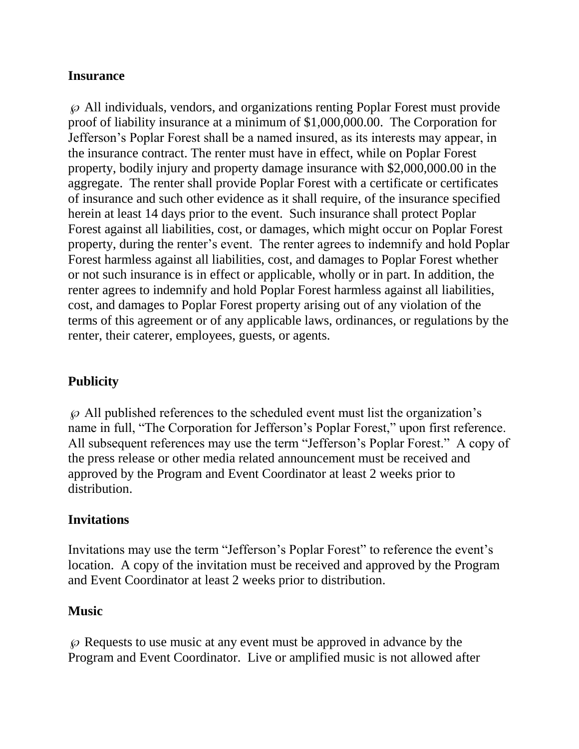**Insurance**

℘ All individuals, vendors, and organizations renting Poplar Forest must provide proof of liability insurance at a minimum of $1,000,000.00. The Corporation for Jefferson's Poplar Forest shall be a named insured, as its interests may appear, in the insurance contract. The renter must have in effect, while on Poplar Forest property, bodily injury and property damage insurance with $2,000,000.00 in the aggregate. The renter shall provide Poplar Forest with a certificate or certificates of insurance and such other evidence as it shall require, of the insurance specified herein at least 14 days prior to the event. Such insurance shall protect Poplar Forest against all liabilities, cost, or damages, which might occur on Poplar Forest property, during the renter's event. The renter agrees to indemnify and hold Poplar Forest harmless against all liabilities, cost, and damages to Poplar Forest whether or not such insurance is in effect or applicable, wholly or in part. In addition, the renter agrees to indemnify and hold Poplar Forest harmless against all liabilities, cost, and damages to Poplar Forest property arising out of any violation of the terms of this agreement or of any applicable laws, ordinances, or regulations by the renter, their caterer, employees, guests, or agents.

**Publicity**

℘ All published references to the scheduled event must list the organization's name in full, "The Corporation for Jefferson's Poplar Forest," upon first reference. All subsequent references may use the term "Jefferson's Poplar Forest." A copy of the press release or other media related announcement must be received and approved by the Program and Event Coordinator at least 2 weeks prior to distribution.

**Invitations**

Invitations may use the term "Jefferson's Poplar Forest" to reference the event's location. A copy of the invitation must be received and approved by the Program and Event Coordinator at least 2 weeks prior to distribution.

**Music**

℘ Requests to use music at any event must be approved in advance by the Program and Event Coordinator. Live or amplified music is not allowed after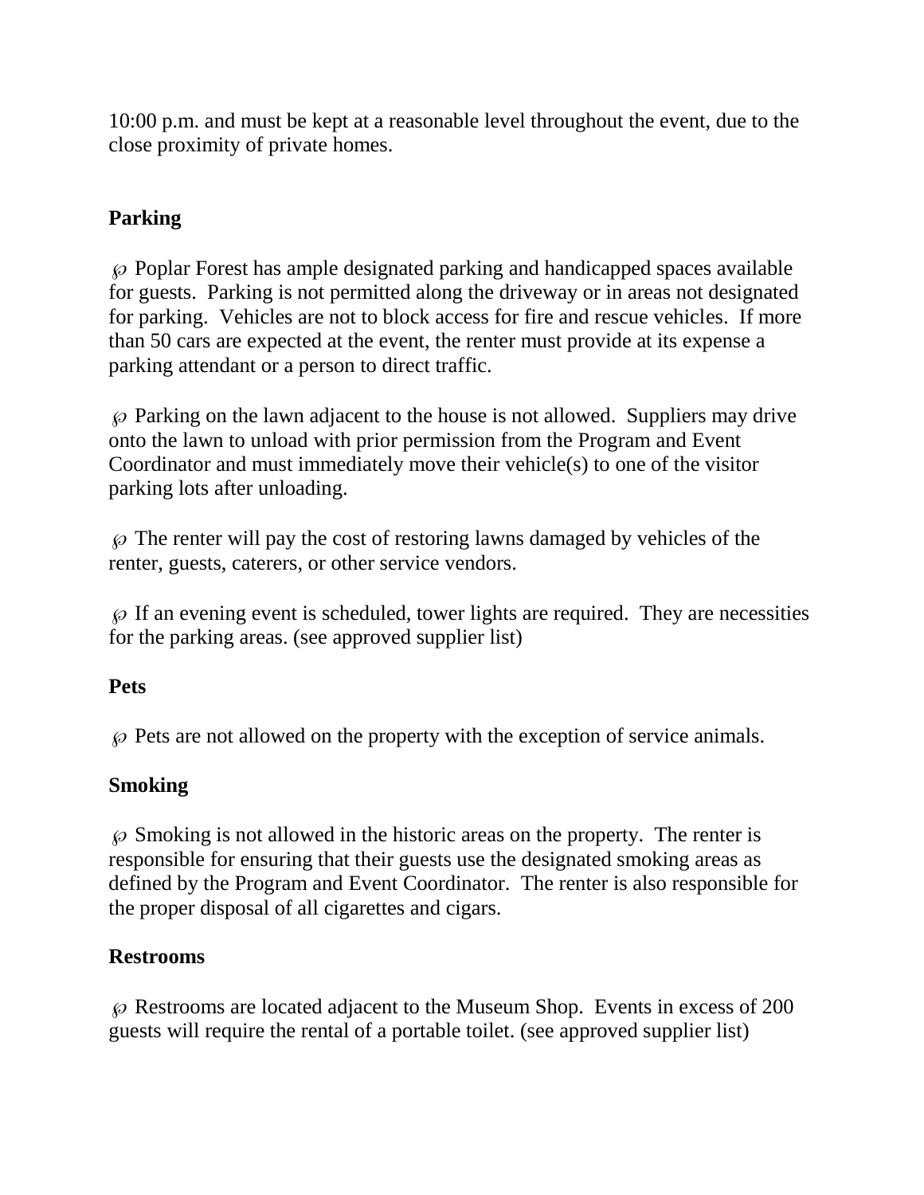10:00 p.m. and must be kept at a reasonable level throughout the event, due to the close proximity of private homes.

**Parking**

- Poplar Forest has ample designated parking and handicapped spaces available for guests. Parking is not permitted along the driveway or in areas not designated for parking. Vehicles are not to block access for fire and rescue vehicles. If more than 50 cars are expected at the event, the renter must provide at its expense a parking attendant or a person to direct traffic.

- Parking on the lawn adjacent to the house is not allowed. Suppliers may drive onto the lawn to unload with prior permission from the Program and Event Coordinator and must immediately move their vehicle(s) to one of the visitor parking lots after unloading.

- The renter will pay the cost of restoring lawns damaged by vehicles of the renter, guests, caterers, or other service vendors.

- If an evening event is scheduled, tower lights are required. They are necessities for the parking areas. (see approved supplier list)

**Pets**

- Pets are not allowed on the property with the exception of service animals.

**Smoking**

- Smoking is not allowed in the historic areas on the property. The renter is responsible for ensuring that their guests use the designated smoking areas as defined by the Program and Event Coordinator. The renter is also responsible for the proper disposal of all cigarettes and cigars.

**Restrooms**

- Restrooms are located adjacent to the Museum Shop. Events in excess of 200 guests will require the rental of a portable toilet. (see approved supplier list)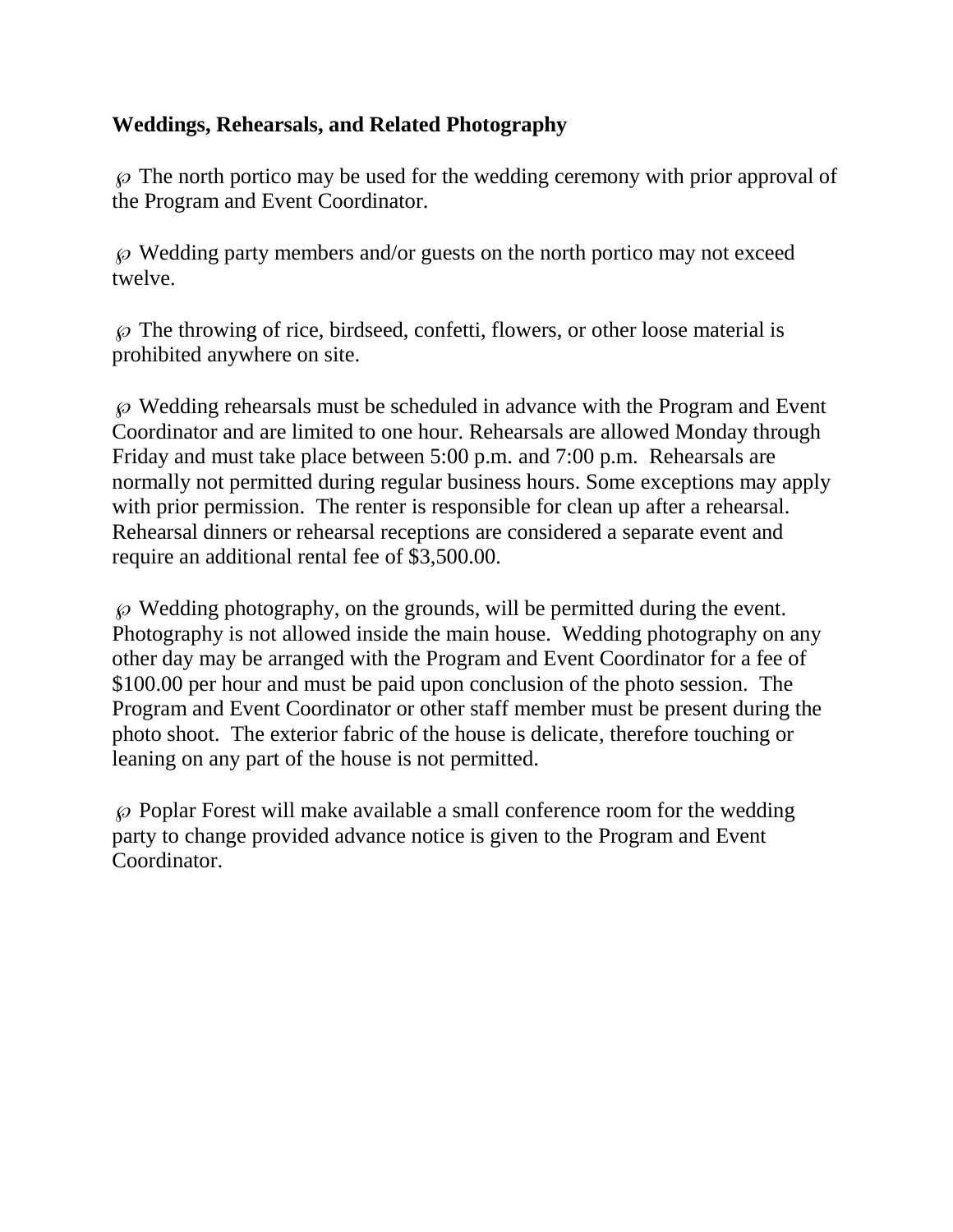**Weddings, Rehearsals, and Related Photography**

- The north portico may be used for the wedding ceremony with prior approval of the Program and Event Coordinator.

- Wedding party members and/or guests on the north portico may not exceed twelve.

- The throwing of rice, birdseed, confetti, flowers, or other loose material is prohibited anywhere on site.

- Wedding rehearsals must be scheduled in advance with the Program and Event Coordinator and are limited to one hour. Rehearsals are allowed Monday through Friday and must take place between 5:00 p.m. and 7:00 p.m. Rehearsals are normally not permitted during regular business hours. Some exceptions may apply with prior permission. The renter is responsible for clean up after a rehearsal. Rehearsal dinners or rehearsal receptions are considered a separate event and require an additional rental fee of $3,500.00.

- Wedding photography, on the grounds, will be permitted during the event. Photography is not allowed inside the main house. Wedding photography on any other day may be arranged with the Program and Event Coordinator for a fee of $100.00 per hour and must be paid upon conclusion of the photo session. The Program and Event Coordinator or other staff member must be present during the photo shoot. The exterior fabric of the house is delicate, therefore touching or leaning on any part of the house is not permitted.

- Poplar Forest will make available a small conference room for the wedding party to change provided advance notice is given to the Program and Event Coordinator.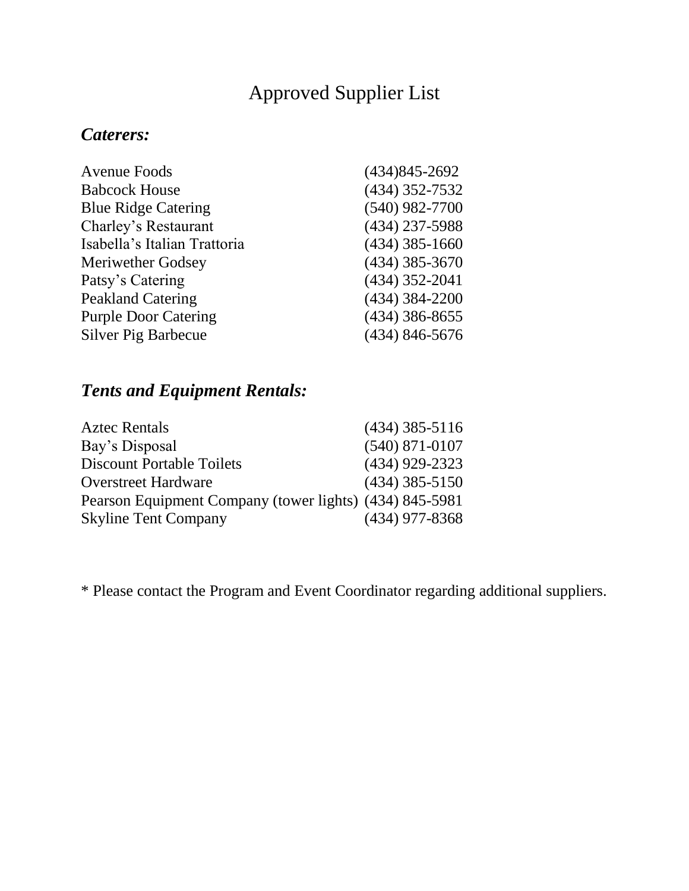# Approved Supplier List

## *Caterers:*

| | |
|---|---|
| Avenue Foods | (434)845-2692 |
| Babcock House | (434) 352-7532 |
| Blue Ridge Catering | (540) 982-7700 |
| Charley's Restaurant | (434) 237-5988 |
| Isabella's Italian Trattoria | (434) 385-1660 |
| Meriwether Godsey | (434) 385-3670 |
| Patsy's Catering | (434) 352-2041 |
| Peakland Catering | (434) 384-2200 |
| Purple Door Catering | (434) 386-8655 |
| Silver Pig Barbecue | (434) 846-5676 |

## *Tents and Equipment Rentals:*

| | |
|---|---|
| Aztec Rentals | (434) 385-5116 |
| Bay's Disposal | (540) 871-0107 |
| Discount Portable Toilets | (434) 929-2323 |
| Overstreet Hardware | (434) 385-5150 |
| Pearson Equipment Company (tower lights) | (434) 845-5981 |
| Skyline Tent Company | (434) 977-8368 |

* Please contact the Program and Event Coordinator regarding additional suppliers.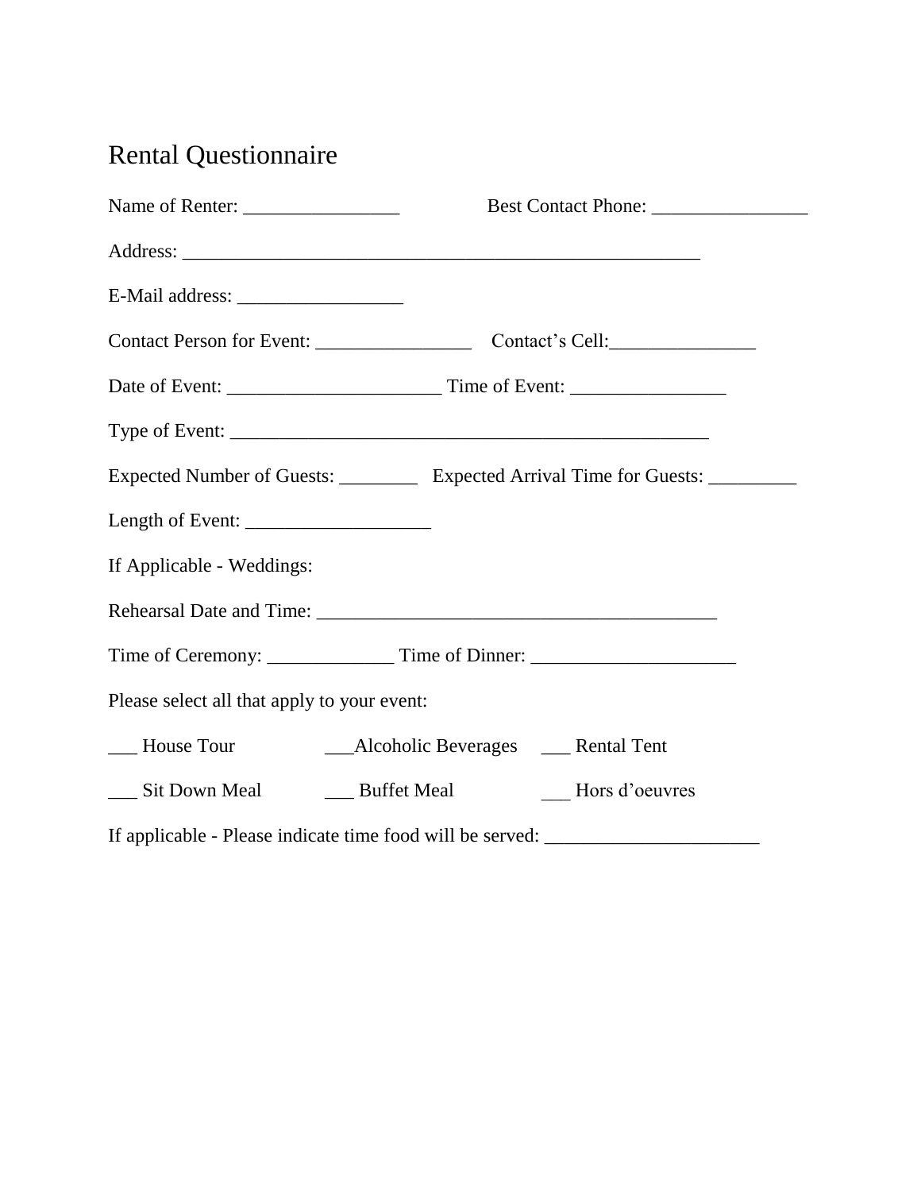# Rental Questionnaire

Name of Renter: ________________ Best Contact Phone: ________________

Address: ______________________________________________________

E-Mail address: _________________

Contact Person for Event: ________________ Contact's Cell:_______________

Date of Event: ______________________ Time of Event: ________________

Type of Event: __________________________________________________

Expected Number of Guests: ________ Expected Arrival Time for Guests: _________

Length of Event: ___________________

If Applicable - Weddings:

Rehearsal Date and Time: __________________________________________

Time of Ceremony: _____________ Time of Dinner: _____________________

Please select all that apply to your event:

___ House Tour ___Alcoholic Beverages ___ Rental Tent

___ Sit Down Meal ___ Buffet Meal ___ Hors d'oeuvres

If applicable - Please indicate time food will be served: ______________________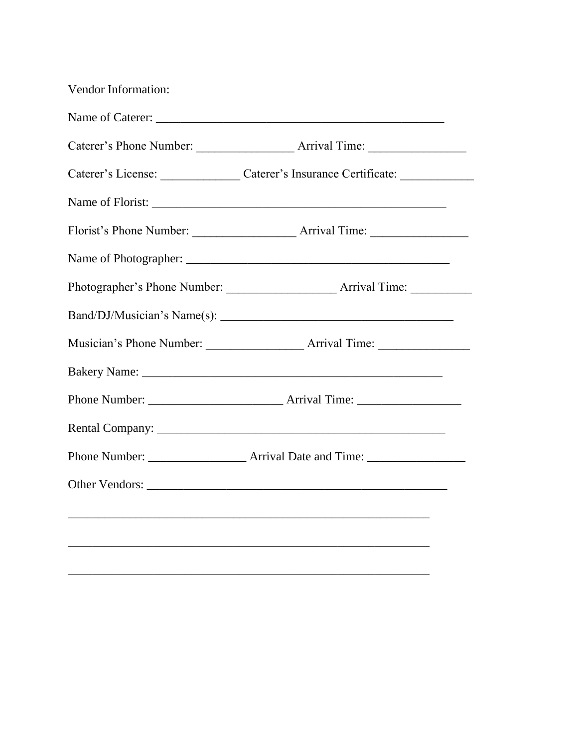Vendor Information:

Name of Caterer: _______________________________________________

Caterer's Phone Number: ________________ Arrival Time: ________________

Caterer's License: _____________ Caterer's Insurance Certificate: ____________

Name of Florist: _______________________________________________

Florist's Phone Number: _________________ Arrival Time: ________________

Name of Photographer: ___________________________________________

Photographer's Phone Number: __________________ Arrival Time: __________

Band/DJ/Musician's Name(s): ______________________________________

Musician's Phone Number: ________________ Arrival Time: _______________

Bakery Name: _________________________________________________

Phone Number: ______________________ Arrival Time: _________________

Rental Company: _______________________________________________

Phone Number: ________________ Arrival Date and Time: ________________

Other Vendors: _________________________________________________

____________________________________________________________

____________________________________________________________

____________________________________________________________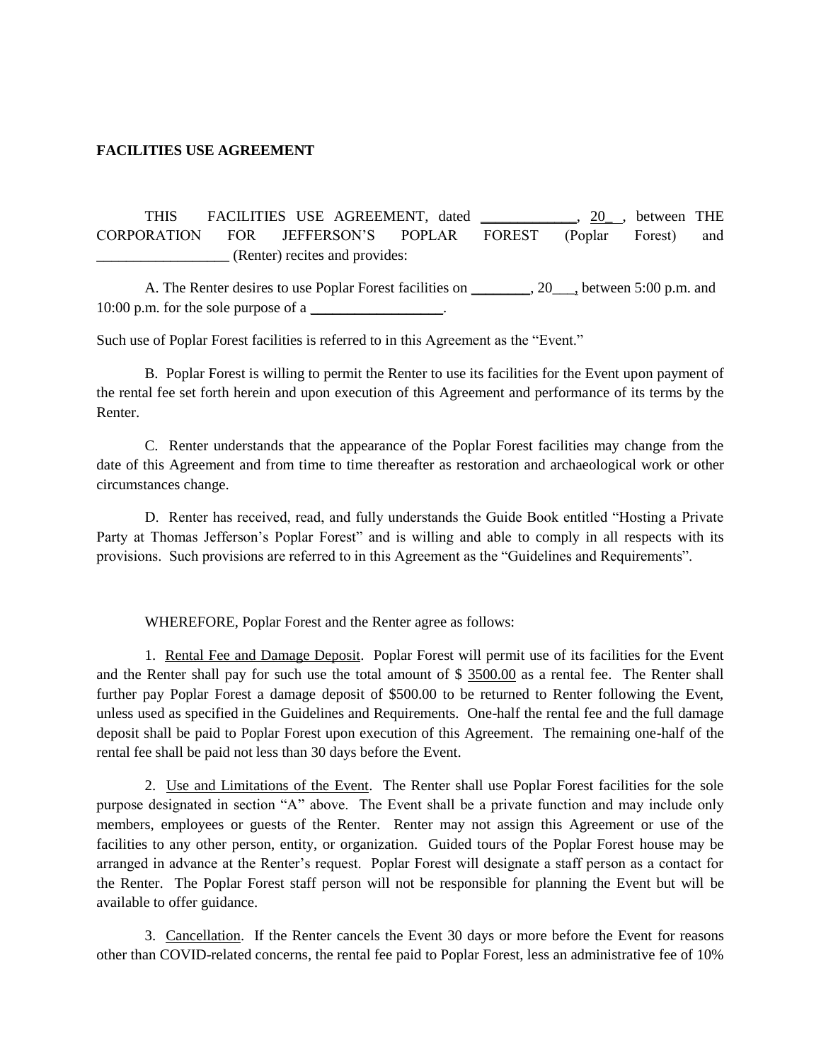**FACILITIES USE AGREEMENT**

THIS FACILITIES USE AGREEMENT, dated _____________, 20_ , between THE CORPORATION FOR JEFFERSON'S POPLAR FOREST (Poplar Forest) and __________________ (Renter) recites and provides:

A. The Renter desires to use Poplar Forest facilities on ________, 20___, between 5:00 p.m. and 10:00 p.m. for the sole purpose of a __________________.

Such use of Poplar Forest facilities is referred to in this Agreement as the "Event."

B. Poplar Forest is willing to permit the Renter to use its facilities for the Event upon payment of the rental fee set forth herein and upon execution of this Agreement and performance of its terms by the Renter.

C. Renter understands that the appearance of the Poplar Forest facilities may change from the date of this Agreement and from time to time thereafter as restoration and archaeological work or other circumstances change.

D. Renter has received, read, and fully understands the Guide Book entitled "Hosting a Private Party at Thomas Jefferson's Poplar Forest" and is willing and able to comply in all respects with its provisions. Such provisions are referred to in this Agreement as the "Guidelines and Requirements".

WHEREFORE, Poplar Forest and the Renter agree as follows:

1. Rental Fee and Damage Deposit. Poplar Forest will permit use of its facilities for the Event and the Renter shall pay for such use the total amount of $ 3500.00 as a rental fee. The Renter shall further pay Poplar Forest a damage deposit of $500.00 to be returned to Renter following the Event, unless used as specified in the Guidelines and Requirements. One-half the rental fee and the full damage deposit shall be paid to Poplar Forest upon execution of this Agreement. The remaining one-half of the rental fee shall be paid not less than 30 days before the Event.

2. Use and Limitations of the Event. The Renter shall use Poplar Forest facilities for the sole purpose designated in section "A" above. The Event shall be a private function and may include only members, employees or guests of the Renter. Renter may not assign this Agreement or use of the facilities to any other person, entity, or organization. Guided tours of the Poplar Forest house may be arranged in advance at the Renter's request. Poplar Forest will designate a staff person as a contact for the Renter. The Poplar Forest staff person will not be responsible for planning the Event but will be available to offer guidance.

3. Cancellation. If the Renter cancels the Event 30 days or more before the Event for reasons other than COVID-related concerns, the rental fee paid to Poplar Forest, less an administrative fee of 10%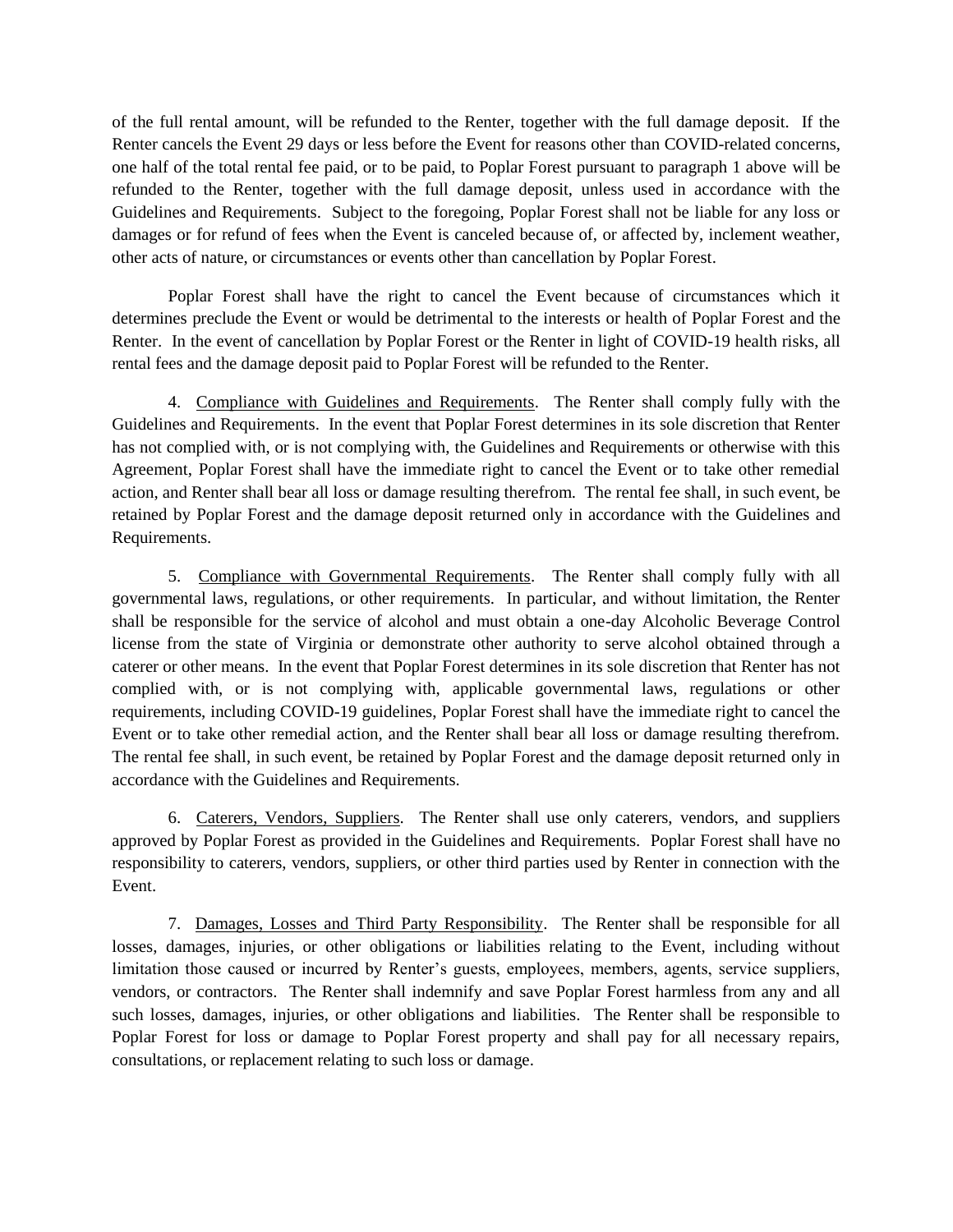of the full rental amount, will be refunded to the Renter, together with the full damage deposit. If the Renter cancels the Event 29 days or less before the Event for reasons other than COVID-related concerns, one half of the total rental fee paid, or to be paid, to Poplar Forest pursuant to paragraph 1 above will be refunded to the Renter, together with the full damage deposit, unless used in accordance with the Guidelines and Requirements. Subject to the foregoing, Poplar Forest shall not be liable for any loss or damages or for refund of fees when the Event is canceled because of, or affected by, inclement weather, other acts of nature, or circumstances or events other than cancellation by Poplar Forest.

Poplar Forest shall have the right to cancel the Event because of circumstances which it determines preclude the Event or would be detrimental to the interests or health of Poplar Forest and the Renter. In the event of cancellation by Poplar Forest or the Renter in light of COVID-19 health risks, all rental fees and the damage deposit paid to Poplar Forest will be refunded to the Renter.

4. Compliance with Guidelines and Requirements. The Renter shall comply fully with the Guidelines and Requirements. In the event that Poplar Forest determines in its sole discretion that Renter has not complied with, or is not complying with, the Guidelines and Requirements or otherwise with this Agreement, Poplar Forest shall have the immediate right to cancel the Event or to take other remedial action, and Renter shall bear all loss or damage resulting therefrom. The rental fee shall, in such event, be retained by Poplar Forest and the damage deposit returned only in accordance with the Guidelines and Requirements.

5. Compliance with Governmental Requirements. The Renter shall comply fully with all governmental laws, regulations, or other requirements. In particular, and without limitation, the Renter shall be responsible for the service of alcohol and must obtain a one-day Alcoholic Beverage Control license from the state of Virginia or demonstrate other authority to serve alcohol obtained through a caterer or other means. In the event that Poplar Forest determines in its sole discretion that Renter has not complied with, or is not complying with, applicable governmental laws, regulations or other requirements, including COVID-19 guidelines, Poplar Forest shall have the immediate right to cancel the Event or to take other remedial action, and the Renter shall bear all loss or damage resulting therefrom. The rental fee shall, in such event, be retained by Poplar Forest and the damage deposit returned only in accordance with the Guidelines and Requirements.

6. Caterers, Vendors, Suppliers. The Renter shall use only caterers, vendors, and suppliers approved by Poplar Forest as provided in the Guidelines and Requirements. Poplar Forest shall have no responsibility to caterers, vendors, suppliers, or other third parties used by Renter in connection with the Event.

7. Damages, Losses and Third Party Responsibility. The Renter shall be responsible for all losses, damages, injuries, or other obligations or liabilities relating to the Event, including without limitation those caused or incurred by Renter's guests, employees, members, agents, service suppliers, vendors, or contractors. The Renter shall indemnify and save Poplar Forest harmless from any and all such losses, damages, injuries, or other obligations and liabilities. The Renter shall be responsible to Poplar Forest for loss or damage to Poplar Forest property and shall pay for all necessary repairs, consultations, or replacement relating to such loss or damage.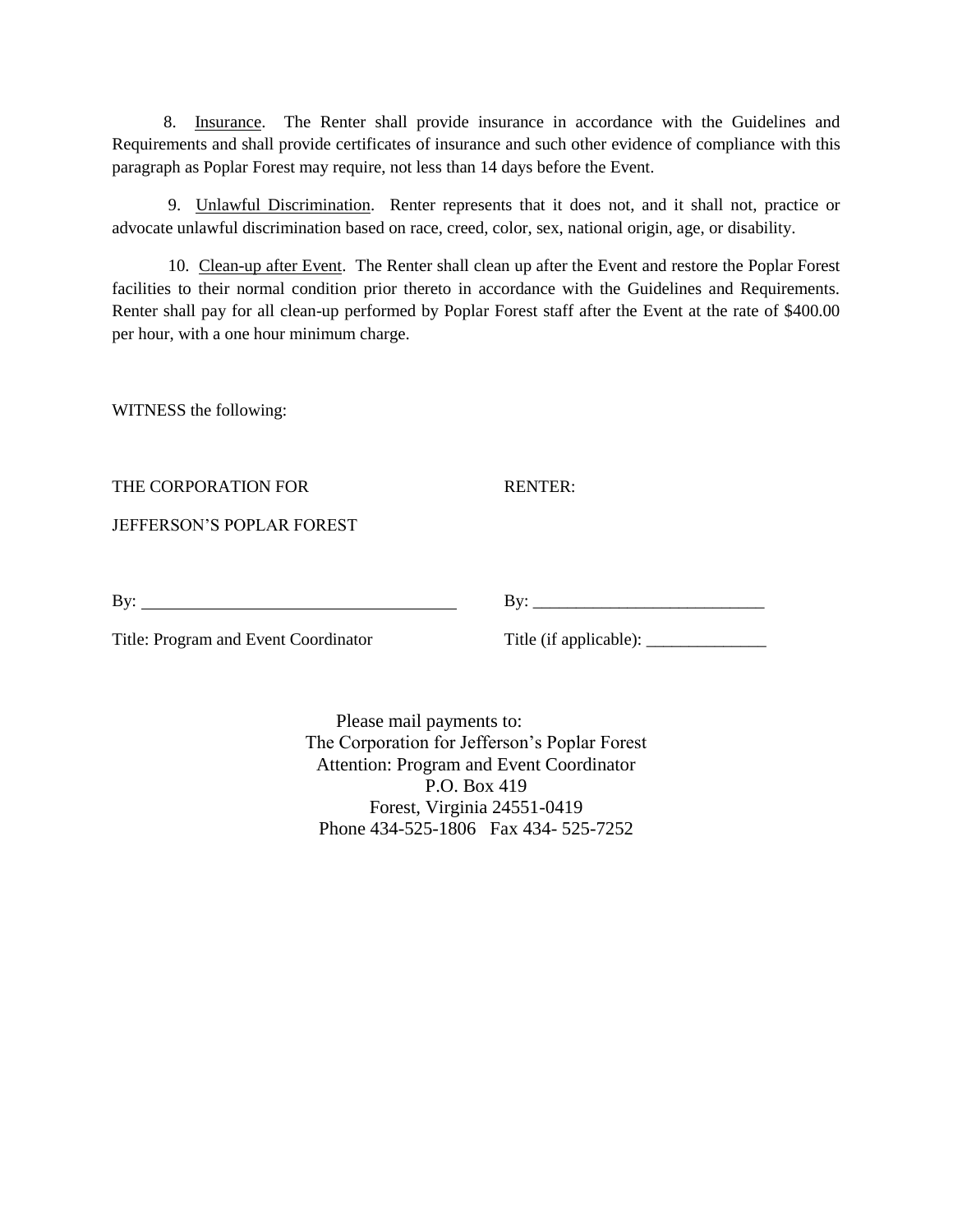8. <u>Insurance</u>. The Renter shall provide insurance in accordance with the Guidelines and Requirements and shall provide certificates of insurance and such other evidence of compliance with this paragraph as Poplar Forest may require, not less than 14 days before the Event.

9. <u>Unlawful Discrimination</u>. Renter represents that it does not, and it shall not, practice or advocate unlawful discrimination based on race, creed, color, sex, national origin, age, or disability.

10. <u>Clean-up after Event</u>. The Renter shall clean up after the Event and restore the Poplar Forest facilities to their normal condition prior thereto in accordance with the Guidelines and Requirements. Renter shall pay for all clean-up performed by Poplar Forest staff after the Event at the rate of $400.00 per hour, with a one hour minimum charge.

WITNESS the following:

THE CORPORATION FOR JEFFERSON'S POPLAR FOREST

By: ____________________________________

Title: Program and Event Coordinator

RENTER:

By: ___________________________

Title (if applicable): ______________

Please mail payments to:
The Corporation for Jefferson's Poplar Forest
Attention: Program and Event Coordinator
P.O. Box 419
Forest, Virginia 24551-0419
Phone 434-525-1806 Fax 434- 525-7252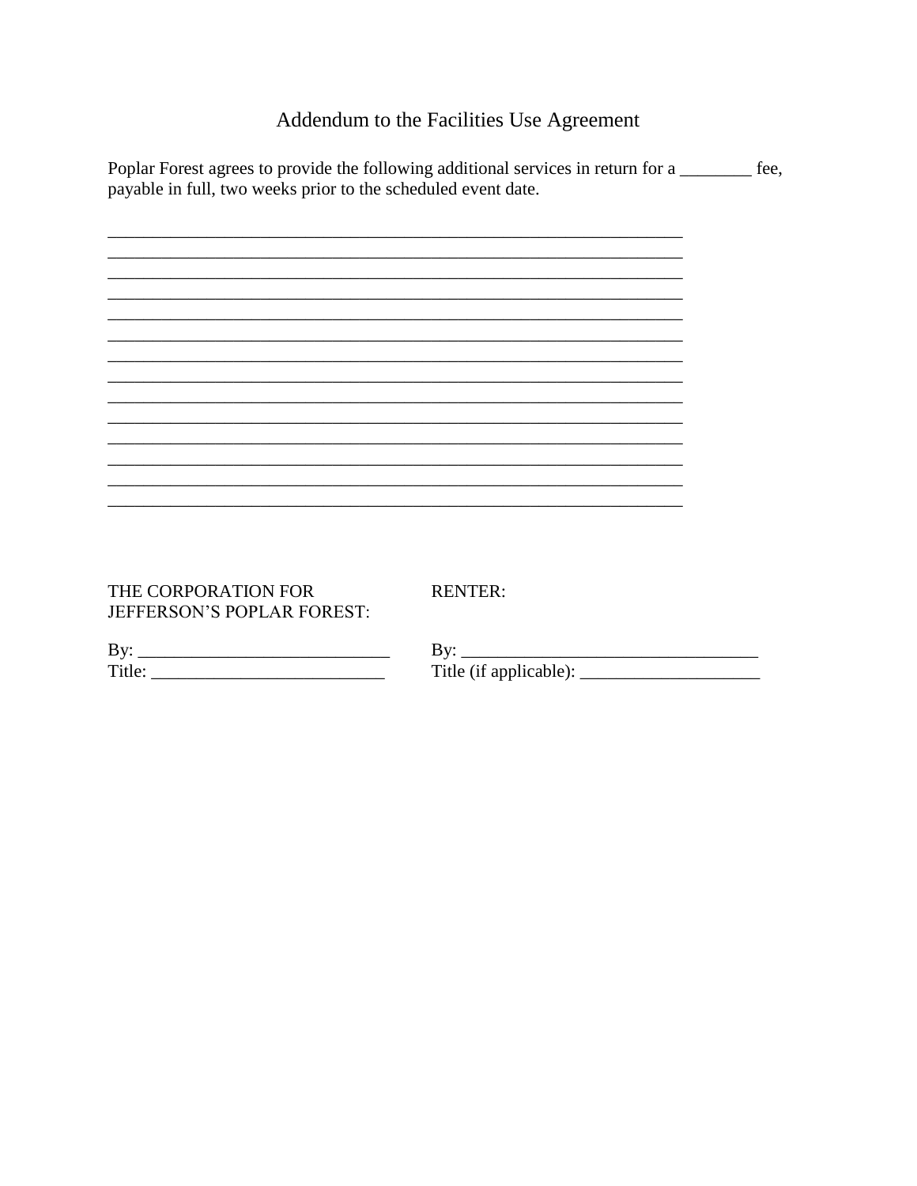# Addendum to the Facilities Use Agreement

Poplar Forest agrees to provide the following additional services in return for a ________ fee, payable in full, two weeks prior to the scheduled event date.

_________________________________________________________________
_________________________________________________________________
_________________________________________________________________
_________________________________________________________________
_________________________________________________________________
_________________________________________________________________
_________________________________________________________________
_________________________________________________________________
_________________________________________________________________
_________________________________________________________________
_________________________________________________________________
_________________________________________________________________
_________________________________________________________________
_________________________________________________________________

THE CORPORATION FOR JEFFERSON'S POPLAR FOREST:

By: ____________________________

Title: __________________________

RENTER:

By: _________________________________

Title (if applicable): ____________________